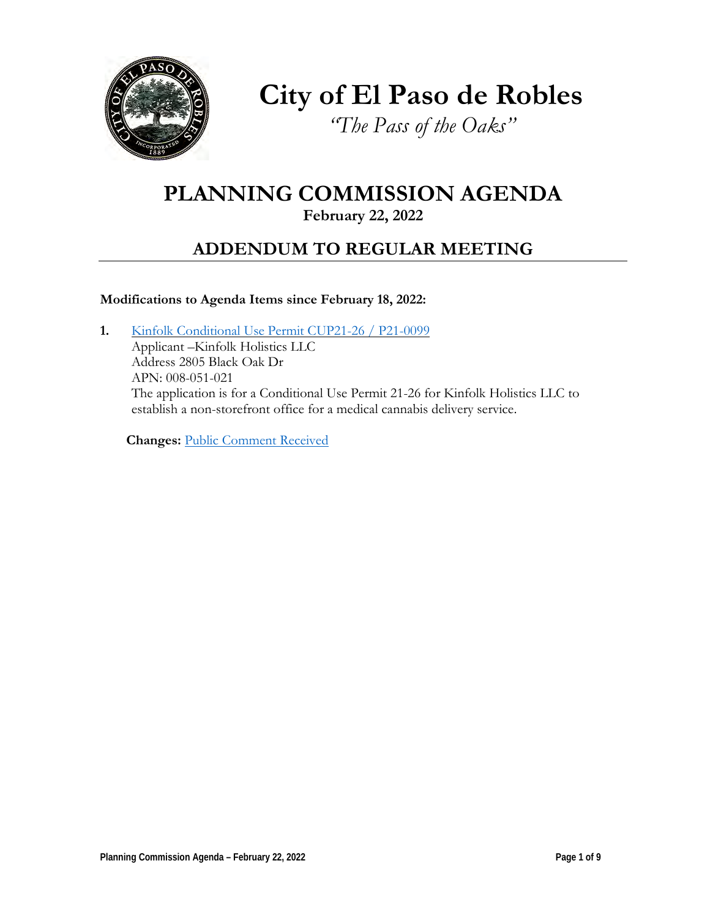# City of El Paso de Robles

*"The Pass of the Oaks"*

# PLANNING COMMISSION AGENDA

**February 22, 2022**

## ADDENDUM TO REGULAR MEETING

**Modifications to Agenda Items since February 18, 2022:**

1. Kinfolk Conditional Use Permit CUP21-26 / P21-0099
   Applicant –Kinfolk Holistics LLC
   Address 2805 Black Oak Dr
   APN: 008-051-021
   The application is for a Conditional Use Permit 21-26 for Kinfolk Holistics LLC to establish a non-storefront office for a medical cannabis delivery service.

   **Changes:** Public Comment Received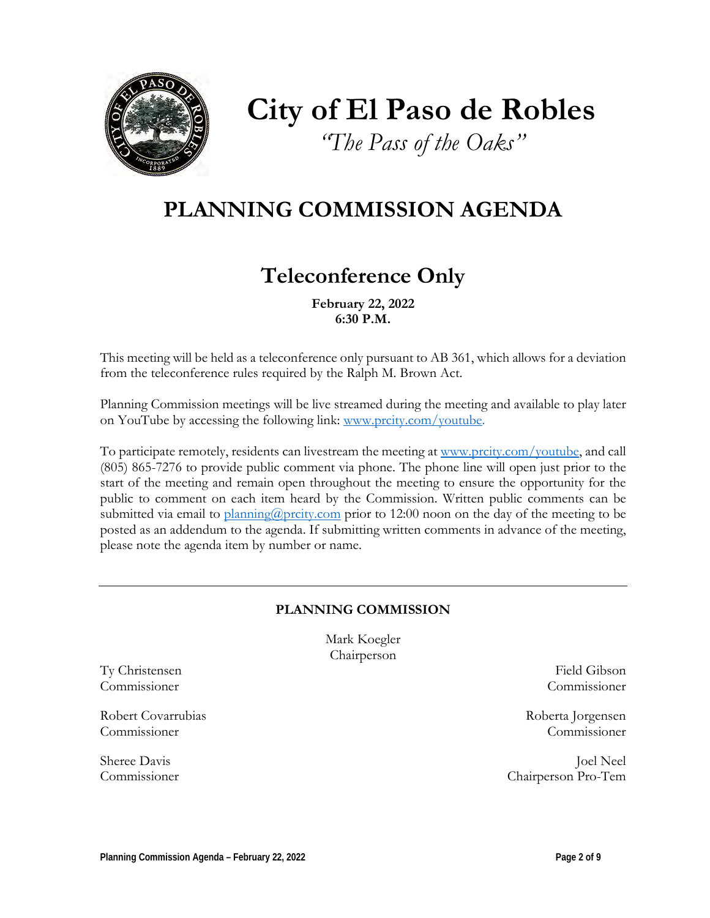# City of El Paso de Robles

*"The Pass of the Oaks"*

# PLANNING COMMISSION AGENDA

## Teleconference Only

**February 22, 2022**
**6:30 P.M.**

This meeting will be held as a teleconference only pursuant to AB 361, which allows for a deviation from the teleconference rules required by the Ralph M. Brown Act.

Planning Commission meetings will be live streamed during the meeting and available to play later on YouTube by accessing the following link: www.prcity.com/youtube.

To participate remotely, residents can livestream the meeting at www.prcity.com/youtube, and call (805) 865-7276 to provide public comment via phone. The phone line will open just prior to the start of the meeting and remain open throughout the meeting to ensure the opportunity for the public to comment on each item heard by the Commission. Written public comments can be submitted via email to planning@prcity.com prior to 12:00 noon on the day of the meeting to be posted as an addendum to the agenda. If submitting written comments in advance of the meeting, please note the agenda item by number or name.

---

**PLANNING COMMISSION**

Mark Koegler
Chairperson

Ty Christensen
Commissioner

Field Gibson
Commissioner

Robert Covarrubias
Commissioner

Roberta Jorgensen
Commissioner

Sheree Davis
Commissioner

Joel Neel
Chairperson Pro-Tem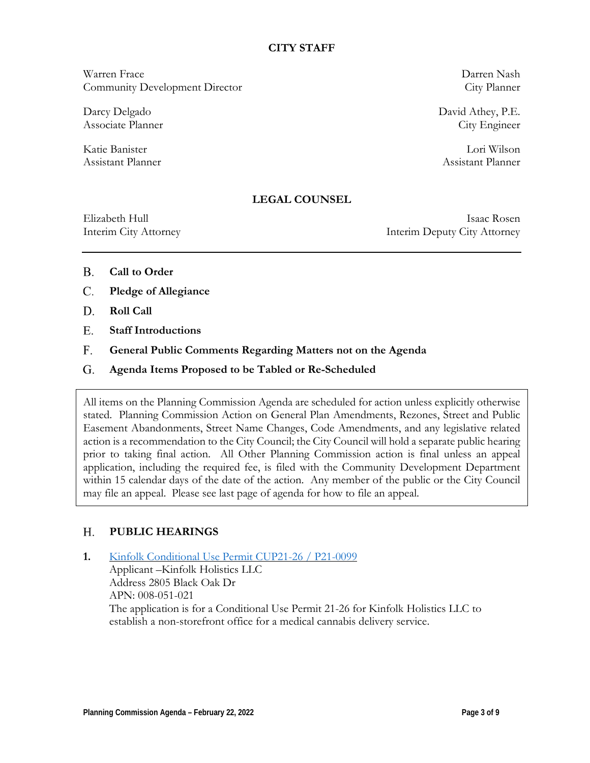## CITY STAFF

| | |
|---|---|
| Warren Frace<br>Community Development Director | Darren Nash<br>City Planner |
| Darcy Delgado<br>Associate Planner | David Athey, P.E.<br>City Engineer |
| Katie Banister<br>Assistant Planner | Lori Wilson<br>Assistant Planner |

## LEGAL COUNSEL

| | |
|---|---|
| Elizabeth Hull<br>Interim City Attorney | Isaac Rosen<br>Interim Deputy City Attorney |

---

B. **Call to Order**

C. **Pledge of Allegiance**

D. **Roll Call**

E. **Staff Introductions**

F. **General Public Comments Regarding Matters not on the Agenda**

G. **Agenda Items Proposed to be Tabled or Re-Scheduled**

> All items on the Planning Commission Agenda are scheduled for action unless explicitly otherwise stated. Planning Commission Action on General Plan Amendments, Rezones, Street and Public Easement Abandonments, Street Name Changes, Code Amendments, and any legislative related action is a recommendation to the City Council; the City Council will hold a separate public hearing prior to taking final action. All Other Planning Commission action is final unless an appeal application, including the required fee, is filed with the Community Development Department within 15 calendar days of the date of the action. Any member of the public or the City Council may file an appeal. Please see last page of agenda for how to file an appeal.

## H. PUBLIC HEARINGS

**1.** Kinfolk Conditional Use Permit CUP21-26 / P21-0099
Applicant –Kinfolk Holistics LLC
Address 2805 Black Oak Dr
APN: 008-051-021
The application is for a Conditional Use Permit 21-26 for Kinfolk Holistics LLC to establish a non-storefront office for a medical cannabis delivery service.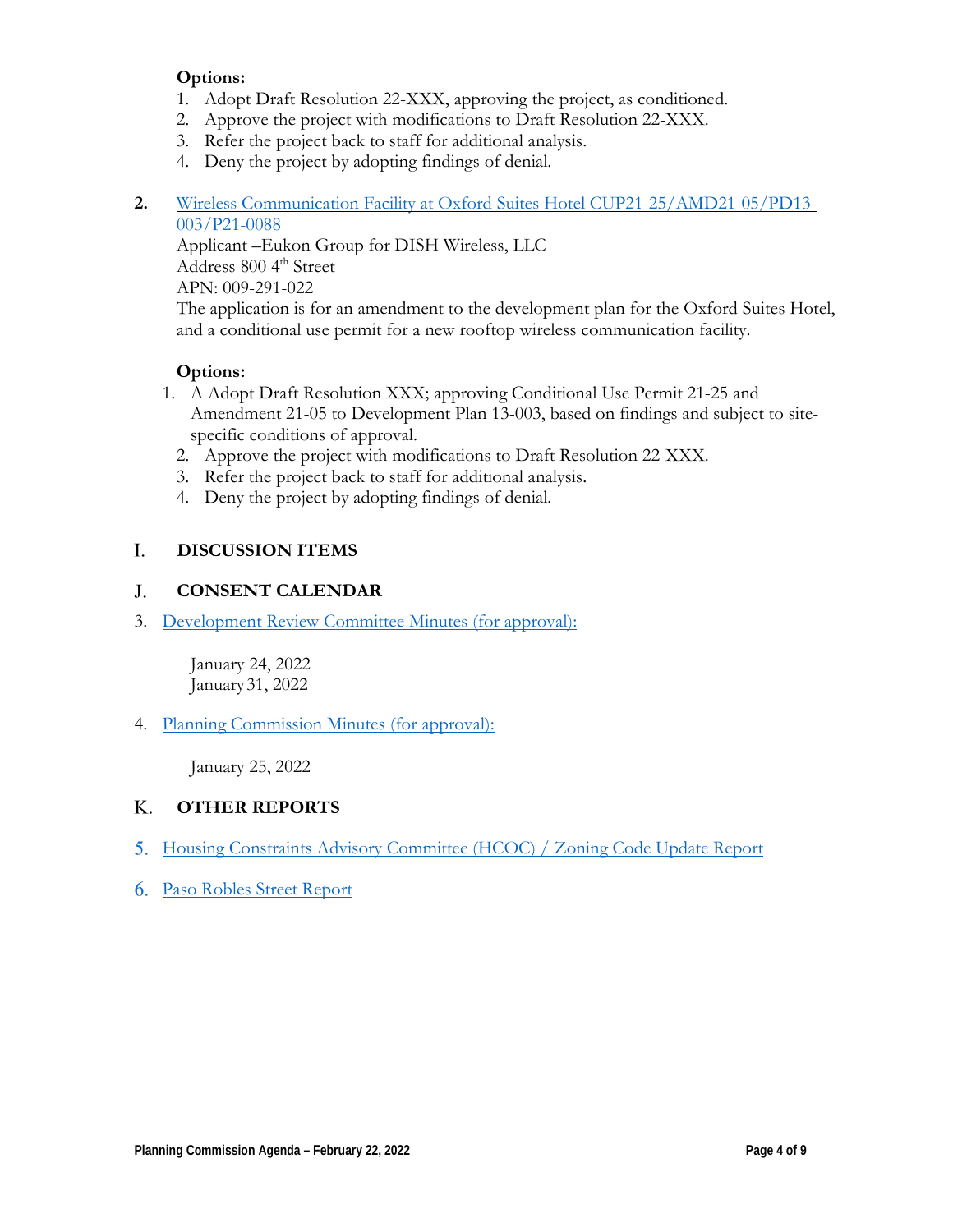**Options:**

1. Adopt Draft Resolution 22-XXX, approving the project, as conditioned.
2. Approve the project with modifications to Draft Resolution 22-XXX.
3. Refer the project back to staff for additional analysis.
4. Deny the project by adopting findings of denial.

**2.** Wireless Communication Facility at Oxford Suites Hotel CUP21-25/AMD21-05/PD13-003/P21-0088

Applicant –Eukon Group for DISH Wireless, LLC
Address 800 4th Street
APN: 009-291-022
The application is for an amendment to the development plan for the Oxford Suites Hotel, and a conditional use permit for a new rooftop wireless communication facility.

**Options:**

1. A Adopt Draft Resolution XXX; approving Conditional Use Permit 21-25 and Amendment 21-05 to Development Plan 13-003, based on findings and subject to site-specific conditions of approval.
2. Approve the project with modifications to Draft Resolution 22-XXX.
3. Refer the project back to staff for additional analysis.
4. Deny the project by adopting findings of denial.

## I. DISCUSSION ITEMS

## J. CONSENT CALENDAR

3. Development Review Committee Minutes (for approval):

   January 24, 2022
   January 31, 2022

4. Planning Commission Minutes (for approval):

   January 25, 2022

## K. OTHER REPORTS

5. Housing Constraints Advisory Committee (HCOC) / Zoning Code Update Report

6. Paso Robles Street Report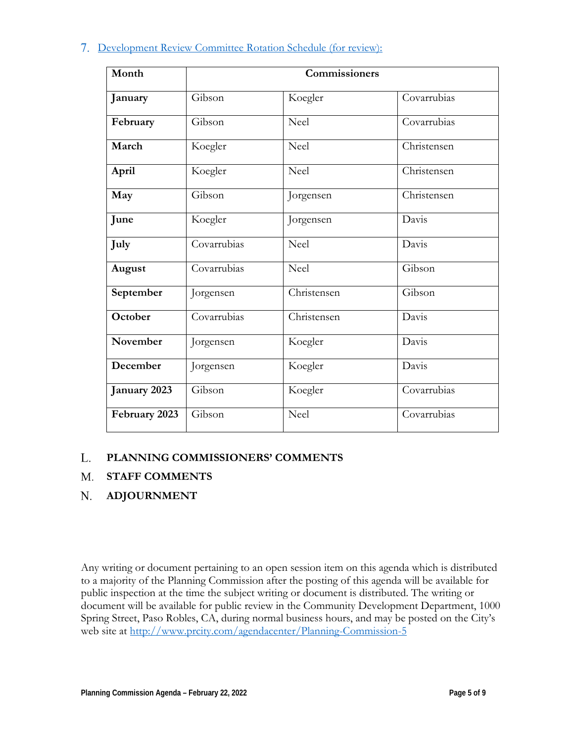7. [Development Review Committee Rotation Schedule (for review):]()

| Month | Commissioners | | |
|---|---|---|---|
| **January** | Gibson | Koegler | Covarrubias |
| **February** | Gibson | Neel | Covarrubias |
| **March** | Koegler | Neel | Christensen |
| **April** | Koegler | Neel | Christensen |
| **May** | Gibson | Jorgensen | Christensen |
| **June** | Koegler | Jorgensen | Davis |
| **July** | Covarrubias | Neel | Davis |
| **August** | Covarrubias | Neel | Gibson |
| **September** | Jorgensen | Christensen | Gibson |
| **October** | Covarrubias | Christensen | Davis |
| **November** | Jorgensen | Koegler | Davis |
| **December** | Jorgensen | Koegler | Davis |
| **January 2023** | Gibson | Koegler | Covarrubias |
| **February 2023** | Gibson | Neel | Covarrubias |

## L. PLANNING COMMISSIONERS' COMMENTS

## M. STAFF COMMENTS

## N. ADJOURNMENT

Any writing or document pertaining to an open session item on this agenda which is distributed to a majority of the Planning Commission after the posting of this agenda will be available for public inspection at the time the subject writing or document is distributed. The writing or document will be available for public review in the Community Development Department, 1000 Spring Street, Paso Robles, CA, during normal business hours, and may be posted on the City's web site at [http://www.prcity.com/agendacenter/Planning-Commission-5](http://www.prcity.com/agendacenter/Planning-Commission-5)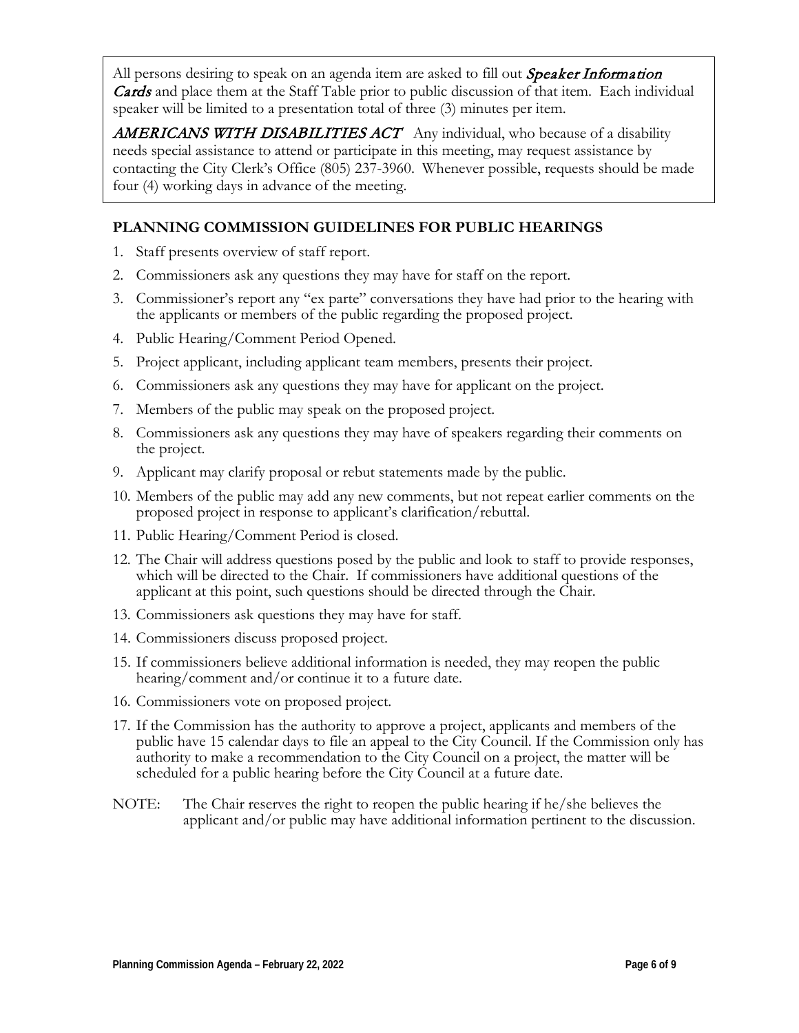All persons desiring to speak on an agenda item are asked to fill out ***Speaker Information Cards*** and place them at the Staff Table prior to public discussion of that item. Each individual speaker will be limited to a presentation total of three (3) minutes per item.

***AMERICANS WITH DISABILITIES ACT*** Any individual, who because of a disability needs special assistance to attend or participate in this meeting, may request assistance by contacting the City Clerk's Office (805) 237-3960. Whenever possible, requests should be made four (4) working days in advance of the meeting.

## PLANNING COMMISSION GUIDELINES FOR PUBLIC HEARINGS

1. Staff presents overview of staff report.
2. Commissioners ask any questions they may have for staff on the report.
3. Commissioner's report any "ex parte" conversations they have had prior to the hearing with the applicants or members of the public regarding the proposed project.
4. Public Hearing/Comment Period Opened.
5. Project applicant, including applicant team members, presents their project.
6. Commissioners ask any questions they may have for applicant on the project.
7. Members of the public may speak on the proposed project.
8. Commissioners ask any questions they may have of speakers regarding their comments on the project.
9. Applicant may clarify proposal or rebut statements made by the public.
10. Members of the public may add any new comments, but not repeat earlier comments on the proposed project in response to applicant's clarification/rebuttal.
11. Public Hearing/Comment Period is closed.
12. The Chair will address questions posed by the public and look to staff to provide responses, which will be directed to the Chair. If commissioners have additional questions of the applicant at this point, such questions should be directed through the Chair.
13. Commissioners ask questions they may have for staff.
14. Commissioners discuss proposed project.
15. If commissioners believe additional information is needed, they may reopen the public hearing/comment and/or continue it to a future date.
16. Commissioners vote on proposed project.
17. If the Commission has the authority to approve a project, applicants and members of the public have 15 calendar days to file an appeal to the City Council. If the Commission only has authority to make a recommendation to the City Council on a project, the matter will be scheduled for a public hearing before the City Council at a future date.

NOTE: The Chair reserves the right to reopen the public hearing if he/she believes the applicant and/or public may have additional information pertinent to the discussion.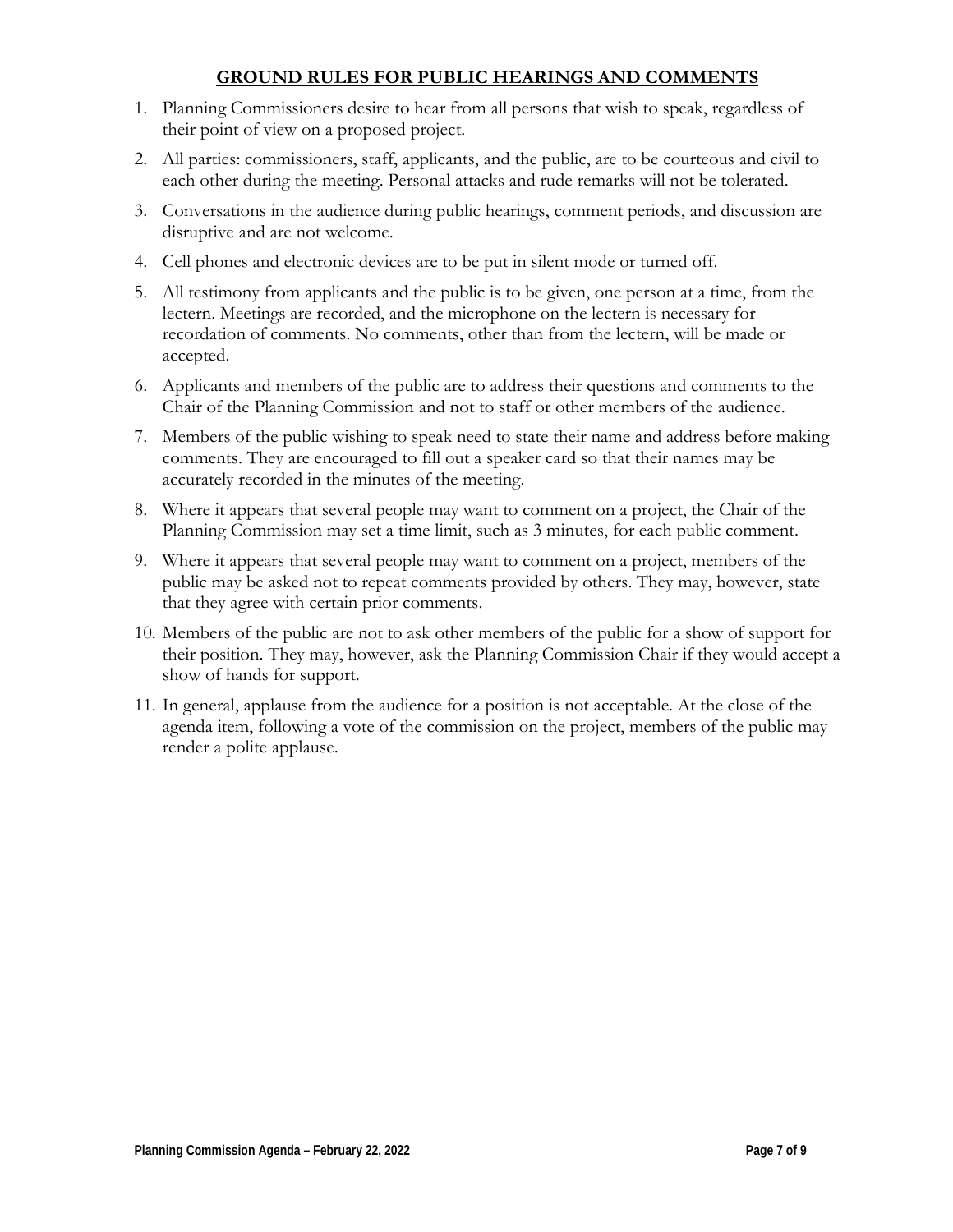## GROUND RULES FOR PUBLIC HEARINGS AND COMMENTS

1. Planning Commissioners desire to hear from all persons that wish to speak, regardless of their point of view on a proposed project.
2. All parties: commissioners, staff, applicants, and the public, are to be courteous and civil to each other during the meeting. Personal attacks and rude remarks will not be tolerated.
3. Conversations in the audience during public hearings, comment periods, and discussion are disruptive and are not welcome.
4. Cell phones and electronic devices are to be put in silent mode or turned off.
5. All testimony from applicants and the public is to be given, one person at a time, from the lectern. Meetings are recorded, and the microphone on the lectern is necessary for recordation of comments. No comments, other than from the lectern, will be made or accepted.
6. Applicants and members of the public are to address their questions and comments to the Chair of the Planning Commission and not to staff or other members of the audience.
7. Members of the public wishing to speak need to state their name and address before making comments. They are encouraged to fill out a speaker card so that their names may be accurately recorded in the minutes of the meeting.
8. Where it appears that several people may want to comment on a project, the Chair of the Planning Commission may set a time limit, such as 3 minutes, for each public comment.
9. Where it appears that several people may want to comment on a project, members of the public may be asked not to repeat comments provided by others. They may, however, state that they agree with certain prior comments.
10. Members of the public are not to ask other members of the public for a show of support for their position. They may, however, ask the Planning Commission Chair if they would accept a show of hands for support.
11. In general, applause from the audience for a position is not acceptable. At the close of the agenda item, following a vote of the commission on the project, members of the public may render a polite applause.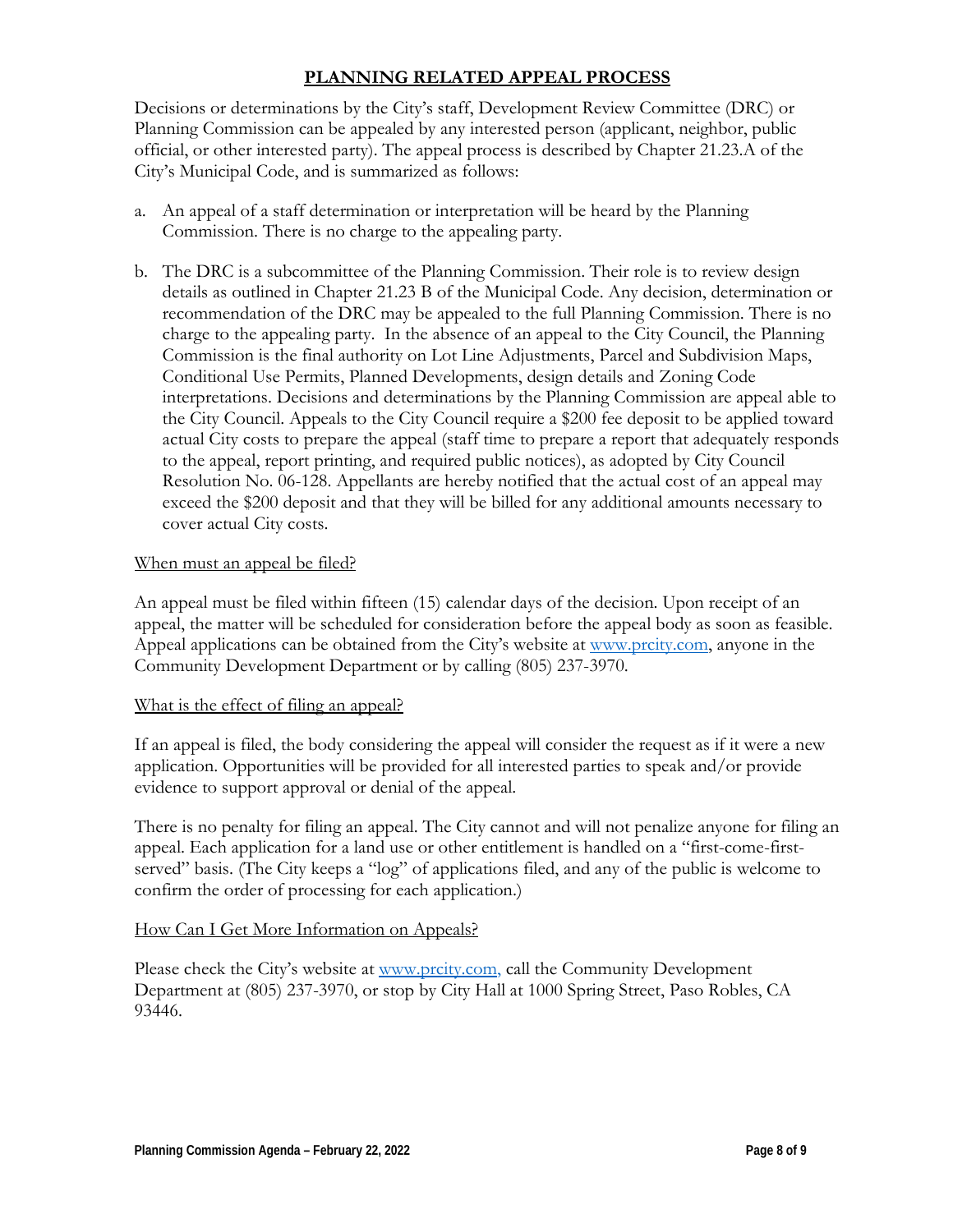## PLANNING RELATED APPEAL PROCESS

Decisions or determinations by the City's staff, Development Review Committee (DRC) or Planning Commission can be appealed by any interested person (applicant, neighbor, public official, or other interested party). The appeal process is described by Chapter 21.23.A of the City's Municipal Code, and is summarized as follows:

a. An appeal of a staff determination or interpretation will be heard by the Planning Commission. There is no charge to the appealing party.

b. The DRC is a subcommittee of the Planning Commission. Their role is to review design details as outlined in Chapter 21.23 B of the Municipal Code. Any decision, determination or recommendation of the DRC may be appealed to the full Planning Commission. There is no charge to the appealing party. In the absence of an appeal to the City Council, the Planning Commission is the final authority on Lot Line Adjustments, Parcel and Subdivision Maps, Conditional Use Permits, Planned Developments, design details and Zoning Code interpretations. Decisions and determinations by the Planning Commission are appeal able to the City Council. Appeals to the City Council require a $200 fee deposit to be applied toward actual City costs to prepare the appeal (staff time to prepare a report that adequately responds to the appeal, report printing, and required public notices), as adopted by City Council Resolution No. 06-128. Appellants are hereby notified that the actual cost of an appeal may exceed the $200 deposit and that they will be billed for any additional amounts necessary to cover actual City costs.

<u>When must an appeal be filed?</u>

An appeal must be filed within fifteen (15) calendar days of the decision. Upon receipt of an appeal, the matter will be scheduled for consideration before the appeal body as soon as feasible. Appeal applications can be obtained from the City's website at [www.prcity.com](http://www.prcity.com), anyone in the Community Development Department or by calling (805) 237-3970.

<u>What is the effect of filing an appeal?</u>

If an appeal is filed, the body considering the appeal will consider the request as if it were a new application. Opportunities will be provided for all interested parties to speak and/or provide evidence to support approval or denial of the appeal.

There is no penalty for filing an appeal. The City cannot and will not penalize anyone for filing an appeal. Each application for a land use or other entitlement is handled on a "first-come-first-served" basis. (The City keeps a "log" of applications filed, and any of the public is welcome to confirm the order of processing for each application.)

<u>How Can I Get More Information on Appeals?</u>

Please check the City's website at [www.prcity.com,](http://www.prcity.com) call the Community Development Department at (805) 237-3970, or stop by City Hall at 1000 Spring Street, Paso Robles, CA 93446.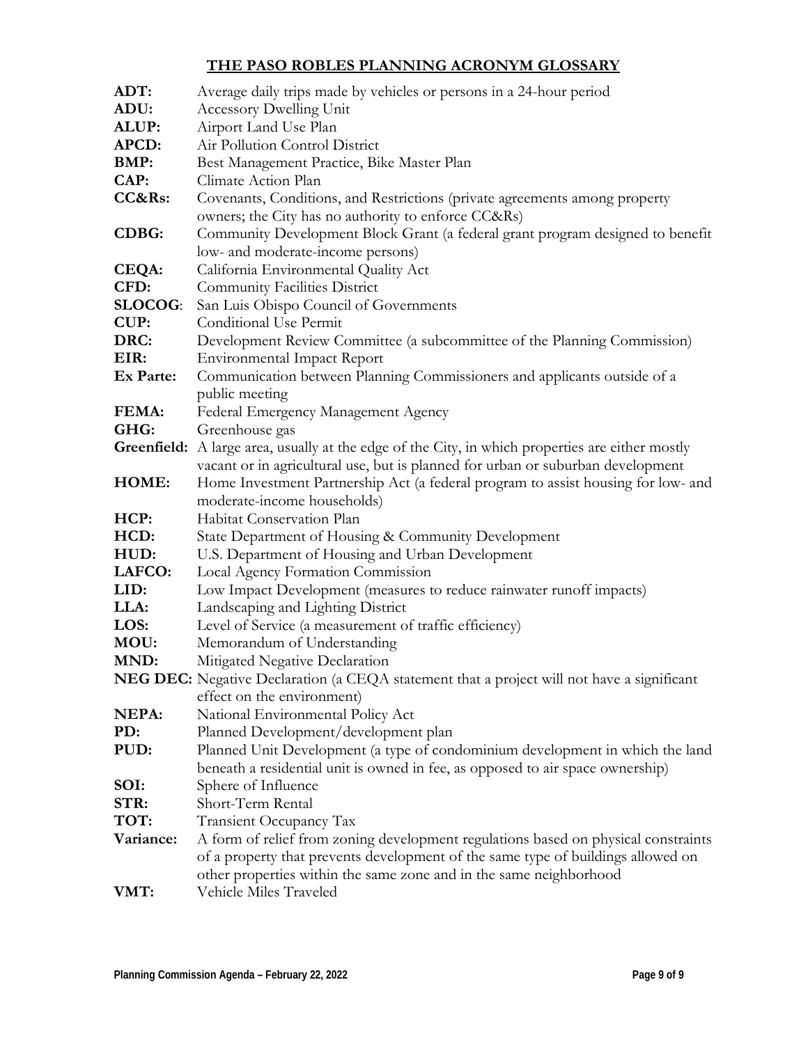## THE PASO ROBLES PLANNING ACRONYM GLOSSARY

**ADT:** Average daily trips made by vehicles or persons in a 24-hour period

**ADU:** Accessory Dwelling Unit

**ALUP:** Airport Land Use Plan

**APCD:** Air Pollution Control District

**BMP:** Best Management Practice, Bike Master Plan

**CAP:** Climate Action Plan

**CC&Rs:** Covenants, Conditions, and Restrictions (private agreements among property owners; the City has no authority to enforce CC&Rs)

**CDBG:** Community Development Block Grant (a federal grant program designed to benefit low- and moderate-income persons)

**CEQA:** California Environmental Quality Act

**CFD:** Community Facilities District

**SLOCOG**: San Luis Obispo Council of Governments

**CUP:** Conditional Use Permit

**DRC:** Development Review Committee (a subcommittee of the Planning Commission)

**EIR:** Environmental Impact Report

**Ex Parte:** Communication between Planning Commissioners and applicants outside of a public meeting

**FEMA:** Federal Emergency Management Agency

**GHG:** Greenhouse gas

**Greenfield:** A large area, usually at the edge of the City, in which properties are either mostly vacant or in agricultural use, but is planned for urban or suburban development

**HOME:** Home Investment Partnership Act (a federal program to assist housing for low- and moderate-income households)

**HCP:** Habitat Conservation Plan

**HCD:** State Department of Housing & Community Development

**HUD:** U.S. Department of Housing and Urban Development

**LAFCO:** Local Agency Formation Commission

**LID:** Low Impact Development (measures to reduce rainwater runoff impacts)

**LLA:** Landscaping and Lighting District

**LOS:** Level of Service (a measurement of traffic efficiency)

**MOU:** Memorandum of Understanding

**MND:** Mitigated Negative Declaration

**NEG DEC:** Negative Declaration (a CEQA statement that a project will not have a significant effect on the environment)

**NEPA:** National Environmental Policy Act

**PD:** Planned Development/development plan

**PUD:** Planned Unit Development (a type of condominium development in which the land beneath a residential unit is owned in fee, as opposed to air space ownership)

**SOI:** Sphere of Influence

**STR:** Short-Term Rental

**TOT:** Transient Occupancy Tax

**Variance:** A form of relief from zoning development regulations based on physical constraints of a property that prevents development of the same type of buildings allowed on other properties within the same zone and in the same neighborhood

**VMT:** Vehicle Miles Traveled